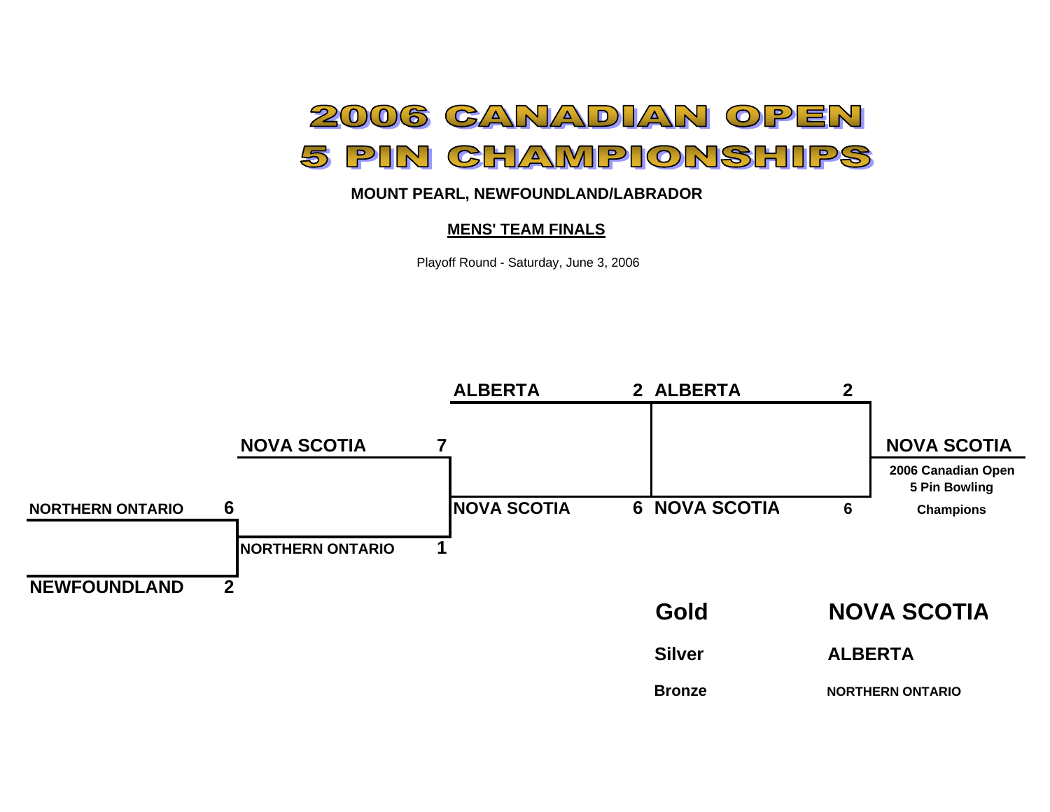# 2006 CANADIAN OPEN
# 5 PIN CHAMPIONSHIPS

**MOUNT PEARL, NEWFOUNDLAND/LABRADOR**

**MENS' TEAM FINALS**

Playoff Round - Saturday, June 3, 2006

**Round 1**

| Team | Score |
|---|---|
| NORTHERN ONTARIO | 6 |
| NEWFOUNDLAND | 2 |

**Round 2**

| Team | Score |
|---|---|
| NOVA SCOTIA | 7 |
| NORTHERN ONTARIO | 1 |

**Round 3**

| Team | Score |
|---|---|
| ALBERTA | 2 |
| NOVA SCOTIA | 6 |

**Final**

| Team | Score |
|---|---|
| ALBERTA | 2 |
| NOVA SCOTIA | 6 |

**NOVA SCOTIA**

**2006 Canadian Open 5 Pin Bowling Champions**

| | |
|---|---|
| **Gold** | **NOVA SCOTIA** |
| **Silver** | **ALBERTA** |
| **Bronze** | **NORTHERN ONTARIO** |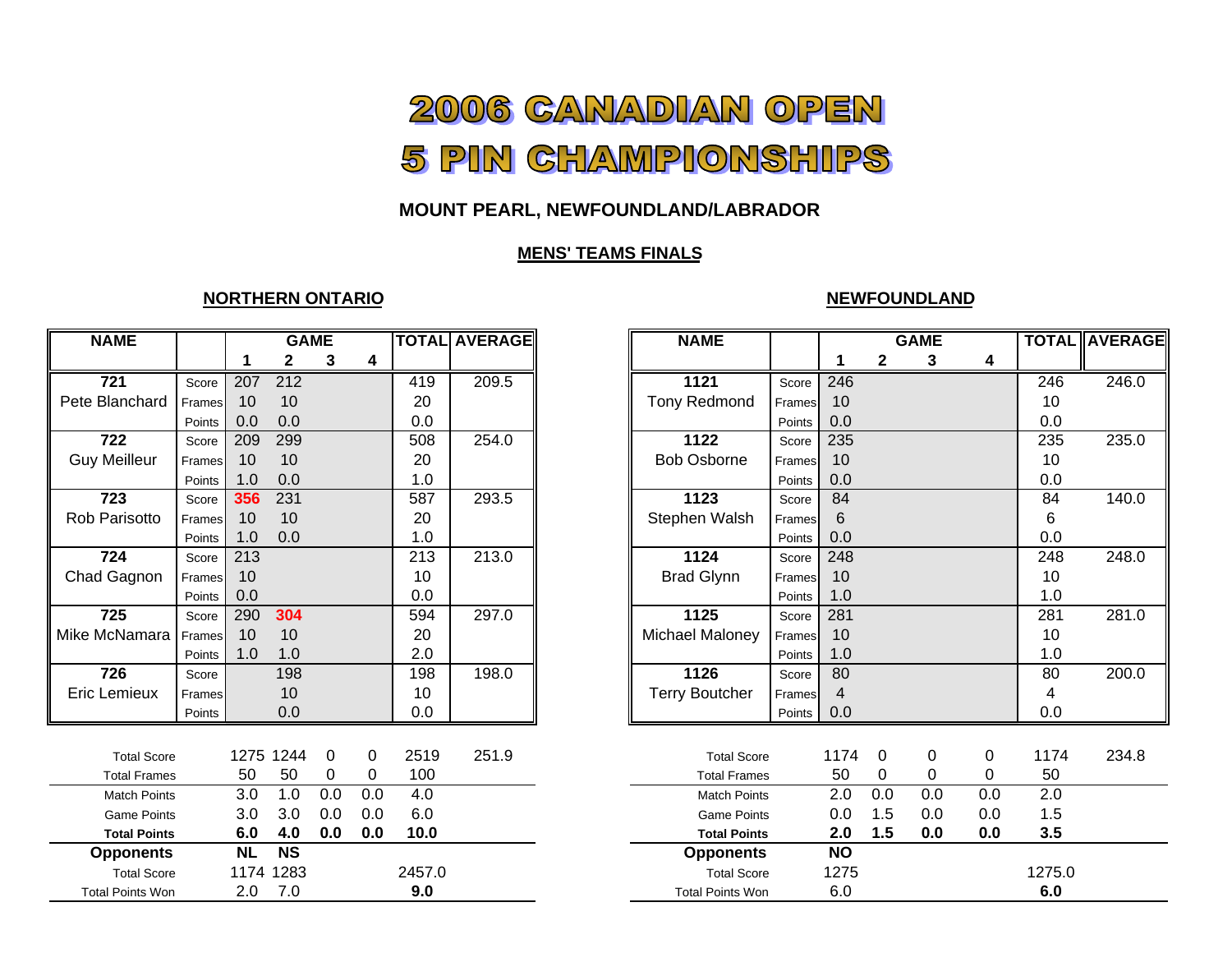# 2006 CANADIAN OPEN
# 5 PIN CHAMPIONSHIPS

### MOUNT PEARL, NEWFOUNDLAND/LABRADOR

### MENS' TEAMS FINALS

## NORTHERN ONTARIO

| NAME | | GAME 1 | 2 | 3 | 4 | TOTAL | AVERAGE |
|---|---|---|---|---|---|---|---|
| **721** | Score | 207 | 212 | | | 419 | 209.5 |
| Pete Blanchard | Frames | 10 | 10 | | | 20 | |
| | Points | 0.0 | 0.0 | | | 0.0 | |
| **722** | Score | 209 | 299 | | | 508 | 254.0 |
| Guy Meilleur | Frames | 10 | 10 | | | 20 | |
| | Points | 1.0 | 0.0 | | | 1.0 | |
| **723** | Score | **356** | 231 | | | 587 | 293.5 |
| Rob Parisotto | Frames | 10 | 10 | | | 20 | |
| | Points | 1.0 | 0.0 | | | 1.0 | |
| **724** | Score | 213 | | | | 213 | 213.0 |
| Chad Gagnon | Frames | 10 | | | | 10 | |
| | Points | 0.0 | | | | 0.0 | |
| **725** | Score | 290 | **304** | | | 594 | 297.0 |
| Mike McNamara | Frames | 10 | 10 | | | 20 | |
| | Points | 1.0 | 1.0 | | | 2.0 | |
| **726** | Score | | 198 | | | 198 | 198.0 |
| Eric Lemieux | Frames | | 10 | | | 10 | |
| | Points | | 0.0 | | | 0.0 | |

| | 1 | 2 | 3 | 4 | TOTAL | AVERAGE |
|---|---|---|---|---|---|---|
| Total Score | 1275 | 1244 | 0 | 0 | 2519 | 251.9 |
| Total Frames | 50 | 50 | 0 | 0 | 100 | |
| Match Points | 3.0 | 1.0 | 0.0 | 0.0 | 4.0 | |
| Game Points | 3.0 | 3.0 | 0.0 | 0.0 | 6.0 | |
| **Total Points** | **6.0** | **4.0** | **0.0** | **0.0** | **10.0** | |
| **Opponents** | **NL** | **NS** | | | | |
| Total Score | 1174 | 1283 | | | 2457.0 | |
| Total Points Won | 2.0 | 7.0 | | | **9.0** | |

## NEWFOUNDLAND

| NAME | | GAME 1 | 2 | 3 | 4 | TOTAL | AVERAGE |
|---|---|---|---|---|---|---|---|
| **1121** | Score | 246 | | | | 246 | 246.0 |
| Tony Redmond | Frames | 10 | | | | 10 | |
| | Points | 0.0 | | | | 0.0 | |
| **1122** | Score | 235 | | | | 235 | 235.0 |
| Bob Osborne | Frames | 10 | | | | 10 | |
| | Points | 0.0 | | | | 0.0 | |
| **1123** | Score | 84 | | | | 84 | 140.0 |
| Stephen Walsh | Frames | 6 | | | | 6 | |
| | Points | 0.0 | | | | 0.0 | |
| **1124** | Score | 248 | | | | 248 | 248.0 |
| Brad Glynn | Frames | 10 | | | | 10 | |
| | Points | 1.0 | | | | 1.0 | |
| **1125** | Score | 281 | | | | 281 | 281.0 |
| Michael Maloney | Frames | 10 | | | | 10 | |
| | Points | 1.0 | | | | 1.0 | |
| **1126** | Score | 80 | | | | 80 | 200.0 |
| Terry Boutcher | Frames | 4 | | | | 4 | |
| | Points | 0.0 | | | | 0.0 | |

| | 1 | 2 | 3 | 4 | TOTAL | AVERAGE |
|---|---|---|---|---|---|---|
| Total Score | 1174 | 0 | 0 | 0 | 1174 | 234.8 |
| Total Frames | 50 | 0 | 0 | 0 | 50 | |
| Match Points | 2.0 | 0.0 | 0.0 | 0.0 | 2.0 | |
| Game Points | 0.0 | 1.5 | 0.0 | 0.0 | 1.5 | |
| **Total Points** | **2.0** | **1.5** | **0.0** | **0.0** | **3.5** | |
| **Opponents** | **NO** | | | | | |
| Total Score | 1275 | | | | 1275.0 | |
| Total Points Won | 6.0 | | | | **6.0** | |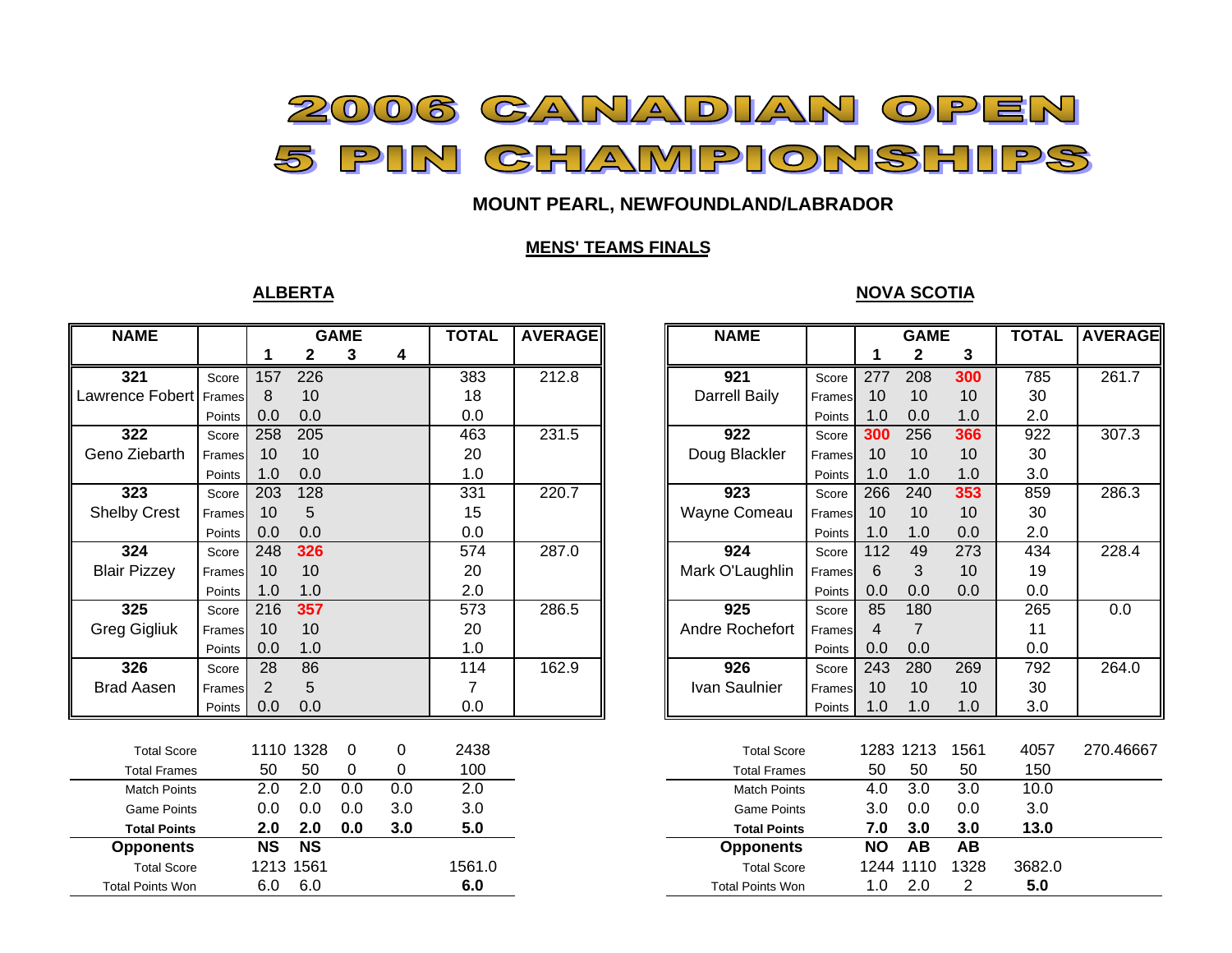# 2006 CANADIAN OPEN
# 5 PIN CHAMPIONSHIPS

### MOUNT PEARL, NEWFOUNDLAND/LABRADOR

### MENS' TEAMS FINALS

## ALBERTA

| NAME | | GAME 1 | 2 | 3 | 4 | TOTAL | AVERAGE |
|---|---|---|---|---|---|---|---|
| **321** | Score | 157 | 226 | | | 383 | 212.8 |
| Lawrence Fobert | Frames | 8 | 10 | | | 18 | |
| | Points | 0.0 | 0.0 | | | 0.0 | |
| **322** | Score | 258 | 205 | | | 463 | 231.5 |
| Geno Ziebarth | Frames | 10 | 10 | | | 20 | |
| | Points | 1.0 | 0.0 | | | 1.0 | |
| **323** | Score | 203 | 128 | | | 331 | 220.7 |
| Shelby Crest | Frames | 10 | 5 | | | 15 | |
| | Points | 0.0 | 0.0 | | | 0.0 | |
| **324** | Score | 248 | 326 | | | 574 | 287.0 |
| Blair Pizzey | Frames | 10 | 10 | | | 20 | |
| | Points | 1.0 | 1.0 | | | 2.0 | |
| **325** | Score | 216 | 357 | | | 573 | 286.5 |
| Greg Gigliuk | Frames | 10 | 10 | | | 20 | |
| | Points | 0.0 | 1.0 | | | 1.0 | |
| **326** | Score | 28 | 86 | | | 114 | 162.9 |
| Brad Aasen | Frames | 2 | 5 | | | 7 | |
| | Points | 0.0 | 0.0 | | | 0.0 | |

| | 1 | 2 | 3 | 4 | TOTAL |
|---|---|---|---|---|---|
| Total Score | 1110 | 1328 | 0 | 0 | 2438 |
| Total Frames | 50 | 50 | 0 | 0 | 100 |
| Match Points | 2.0 | 2.0 | 0.0 | 0.0 | 2.0 |
| Game Points | 0.0 | 0.0 | 0.0 | 3.0 | 3.0 |
| **Total Points** | **2.0** | **2.0** | **0.0** | **3.0** | **5.0** |
| **Opponents** | **NS** | **NS** | | | |
| Total Score | 1213 | 1561 | | | 1561.0 |
| Total Points Won | 6.0 | 6.0 | | | **6.0** |

## NOVA SCOTIA

| NAME | | GAME 1 | 2 | 3 | TOTAL | AVERAGE |
|---|---|---|---|---|---|---|
| **921** | Score | 277 | 208 | 300 | 785 | 261.7 |
| Darrell Baily | Frames | 10 | 10 | 10 | 30 | |
| | Points | 1.0 | 0.0 | 1.0 | 2.0 | |
| **922** | Score | 300 | 256 | 366 | 922 | 307.3 |
| Doug Blackler | Frames | 10 | 10 | 10 | 30 | |
| | Points | 1.0 | 1.0 | 1.0 | 3.0 | |
| **923** | Score | 266 | 240 | 353 | 859 | 286.3 |
| Wayne Comeau | Frames | 10 | 10 | 10 | 30 | |
| | Points | 1.0 | 1.0 | 0.0 | 2.0 | |
| **924** | Score | 112 | 49 | 273 | 434 | 228.4 |
| Mark O'Laughlin | Frames | 6 | 3 | 10 | 19 | |
| | Points | 0.0 | 0.0 | 0.0 | 0.0 | |
| **925** | Score | 85 | 180 | | 265 | 0.0 |
| Andre Rochefort | Frames | 4 | 7 | | 11 | |
| | Points | 0.0 | 0.0 | | 0.0 | |
| **926** | Score | 243 | 280 | 269 | 792 | 264.0 |
| Ivan Saulnier | Frames | 10 | 10 | 10 | 30 | |
| | Points | 1.0 | 1.0 | 1.0 | 3.0 | |

| | 1 | 2 | 3 | TOTAL | |
|---|---|---|---|---|---|
| Total Score | 1283 | 1213 | 1561 | 4057 | 270.46667 |
| Total Frames | 50 | 50 | 50 | 150 | |
| Match Points | 4.0 | 3.0 | 3.0 | 10.0 | |
| Game Points | 3.0 | 0.0 | 0.0 | 3.0 | |
| **Total Points** | **7.0** | **3.0** | **3.0** | **13.0** | |
| **Opponents** | **NO** | **AB** | **AB** | | |
| Total Score | 1244 | 1110 | 1328 | 3682.0 | |
| Total Points Won | 1.0 | 2.0 | 2 | **5.0** | |